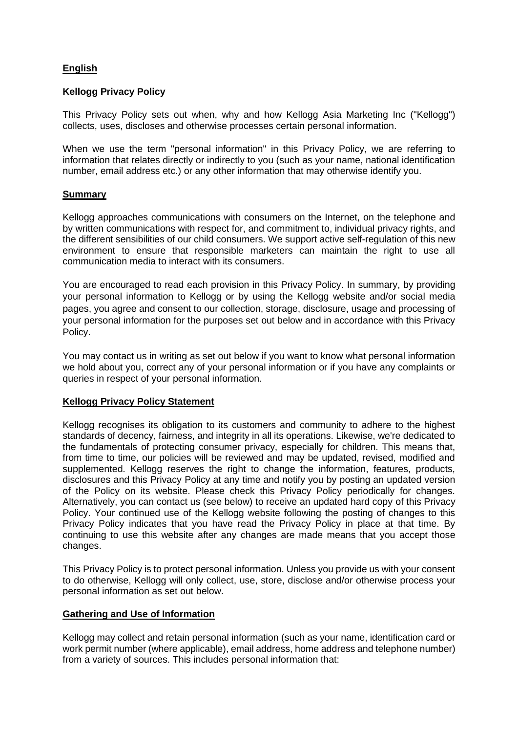**English**

**Kellogg Privacy Policy**

This Privacy Policy sets out when, why and how Kellogg Asia Marketing Inc ("Kellogg") collects, uses, discloses and otherwise processes certain personal information.

When we use the term "personal information" in this Privacy Policy, we are referring to information that relates directly or indirectly to you (such as your name, national identification number, email address etc.) or any other information that may otherwise identify you.

**Summary**

Kellogg approaches communications with consumers on the Internet, on the telephone and by written communications with respect for, and commitment to, individual privacy rights, and the different sensibilities of our child consumers. We support active self-regulation of this new environment to ensure that responsible marketers can maintain the right to use all communication media to interact with its consumers.

You are encouraged to read each provision in this Privacy Policy. In summary, by providing your personal information to Kellogg or by using the Kellogg website and/or social media pages, you agree and consent to our collection, storage, disclosure, usage and processing of your personal information for the purposes set out below and in accordance with this Privacy Policy.

You may contact us in writing as set out below if you want to know what personal information we hold about you, correct any of your personal information or if you have any complaints or queries in respect of your personal information.

**Kellogg Privacy Policy Statement**

Kellogg recognises its obligation to its customers and community to adhere to the highest standards of decency, fairness, and integrity in all its operations. Likewise, we're dedicated to the fundamentals of protecting consumer privacy, especially for children. This means that, from time to time, our policies will be reviewed and may be updated, revised, modified and supplemented. Kellogg reserves the right to change the information, features, products, disclosures and this Privacy Policy at any time and notify you by posting an updated version of the Policy on its website. Please check this Privacy Policy periodically for changes. Alternatively, you can contact us (see below) to receive an updated hard copy of this Privacy Policy. Your continued use of the Kellogg website following the posting of changes to this Privacy Policy indicates that you have read the Privacy Policy in place at that time. By continuing to use this website after any changes are made means that you accept those changes.

This Privacy Policy is to protect personal information. Unless you provide us with your consent to do otherwise, Kellogg will only collect, use, store, disclose and/or otherwise process your personal information as set out below.

**Gathering and Use of Information**

Kellogg may collect and retain personal information (such as your name, identification card or work permit number (where applicable), email address, home address and telephone number) from a variety of sources. This includes personal information that: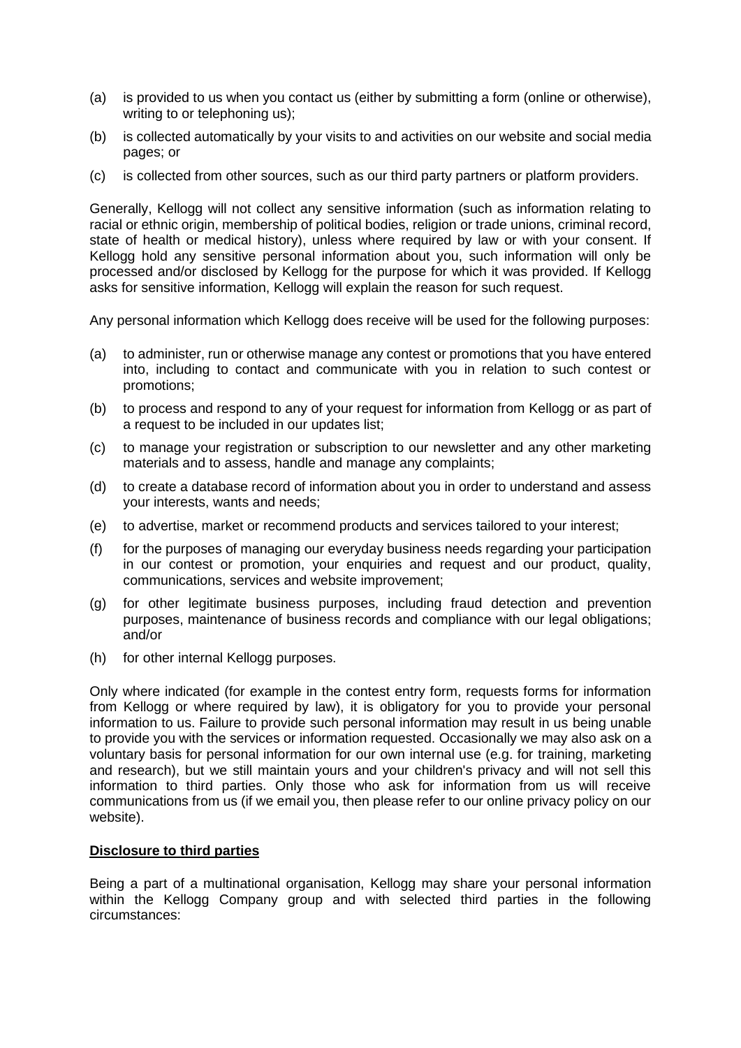(a) is provided to us when you contact us (either by submitting a form (online or otherwise), writing to or telephoning us);

(b) is collected automatically by your visits to and activities on our website and social media pages; or

(c) is collected from other sources, such as our third party partners or platform providers.

Generally, Kellogg will not collect any sensitive information (such as information relating to racial or ethnic origin, membership of political bodies, religion or trade unions, criminal record, state of health or medical history), unless where required by law or with your consent. If Kellogg hold any sensitive personal information about you, such information will only be processed and/or disclosed by Kellogg for the purpose for which it was provided. If Kellogg asks for sensitive information, Kellogg will explain the reason for such request.

Any personal information which Kellogg does receive will be used for the following purposes:

(a) to administer, run or otherwise manage any contest or promotions that you have entered into, including to contact and communicate with you in relation to such contest or promotions;

(b) to process and respond to any of your request for information from Kellogg or as part of a request to be included in our updates list;

(c) to manage your registration or subscription to our newsletter and any other marketing materials and to assess, handle and manage any complaints;

(d) to create a database record of information about you in order to understand and assess your interests, wants and needs;

(e) to advertise, market or recommend products and services tailored to your interest;

(f) for the purposes of managing our everyday business needs regarding your participation in our contest or promotion, your enquiries and request and our product, quality, communications, services and website improvement;

(g) for other legitimate business purposes, including fraud detection and prevention purposes, maintenance of business records and compliance with our legal obligations; and/or

(h) for other internal Kellogg purposes.

Only where indicated (for example in the contest entry form, requests forms for information from Kellogg or where required by law), it is obligatory for you to provide your personal information to us. Failure to provide such personal information may result in us being unable to provide you with the services or information requested. Occasionally we may also ask on a voluntary basis for personal information for our own internal use (e.g. for training, marketing and research), but we still maintain yours and your children's privacy and will not sell this information to third parties. Only those who ask for information from us will receive communications from us (if we email you, then please refer to our online privacy policy on our website).

**Disclosure to third parties**

Being a part of a multinational organisation, Kellogg may share your personal information within the Kellogg Company group and with selected third parties in the following circumstances: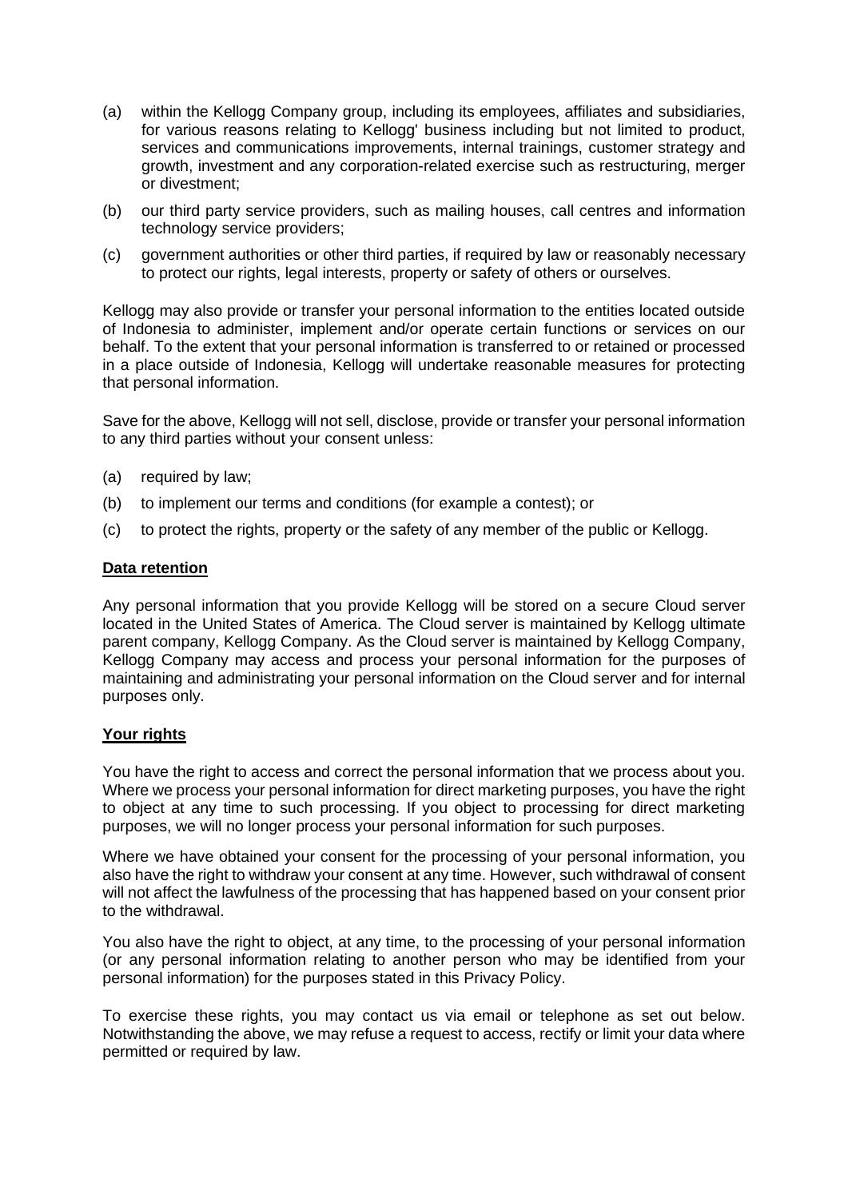(a) within the Kellogg Company group, including its employees, affiliates and subsidiaries, for various reasons relating to Kellogg' business including but not limited to product, services and communications improvements, internal trainings, customer strategy and growth, investment and any corporation-related exercise such as restructuring, merger or divestment;

(b) our third party service providers, such as mailing houses, call centres and information technology service providers;

(c) government authorities or other third parties, if required by law or reasonably necessary to protect our rights, legal interests, property or safety of others or ourselves.

Kellogg may also provide or transfer your personal information to the entities located outside of Indonesia to administer, implement and/or operate certain functions or services on our behalf. To the extent that your personal information is transferred to or retained or processed in a place outside of Indonesia, Kellogg will undertake reasonable measures for protecting that personal information.

Save for the above, Kellogg will not sell, disclose, provide or transfer your personal information to any third parties without your consent unless:

(a) required by law;

(b) to implement our terms and conditions (for example a contest); or

(c) to protect the rights, property or the safety of any member of the public or Kellogg.

**Data retention**

Any personal information that you provide Kellogg will be stored on a secure Cloud server located in the United States of America. The Cloud server is maintained by Kellogg ultimate parent company, Kellogg Company. As the Cloud server is maintained by Kellogg Company, Kellogg Company may access and process your personal information for the purposes of maintaining and administrating your personal information on the Cloud server and for internal purposes only.

**Your rights**

You have the right to access and correct the personal information that we process about you. Where we process your personal information for direct marketing purposes, you have the right to object at any time to such processing. If you object to processing for direct marketing purposes, we will no longer process your personal information for such purposes.

Where we have obtained your consent for the processing of your personal information, you also have the right to withdraw your consent at any time. However, such withdrawal of consent will not affect the lawfulness of the processing that has happened based on your consent prior to the withdrawal.

You also have the right to object, at any time, to the processing of your personal information (or any personal information relating to another person who may be identified from your personal information) for the purposes stated in this Privacy Policy.

To exercise these rights, you may contact us via email or telephone as set out below. Notwithstanding the above, we may refuse a request to access, rectify or limit your data where permitted or required by law.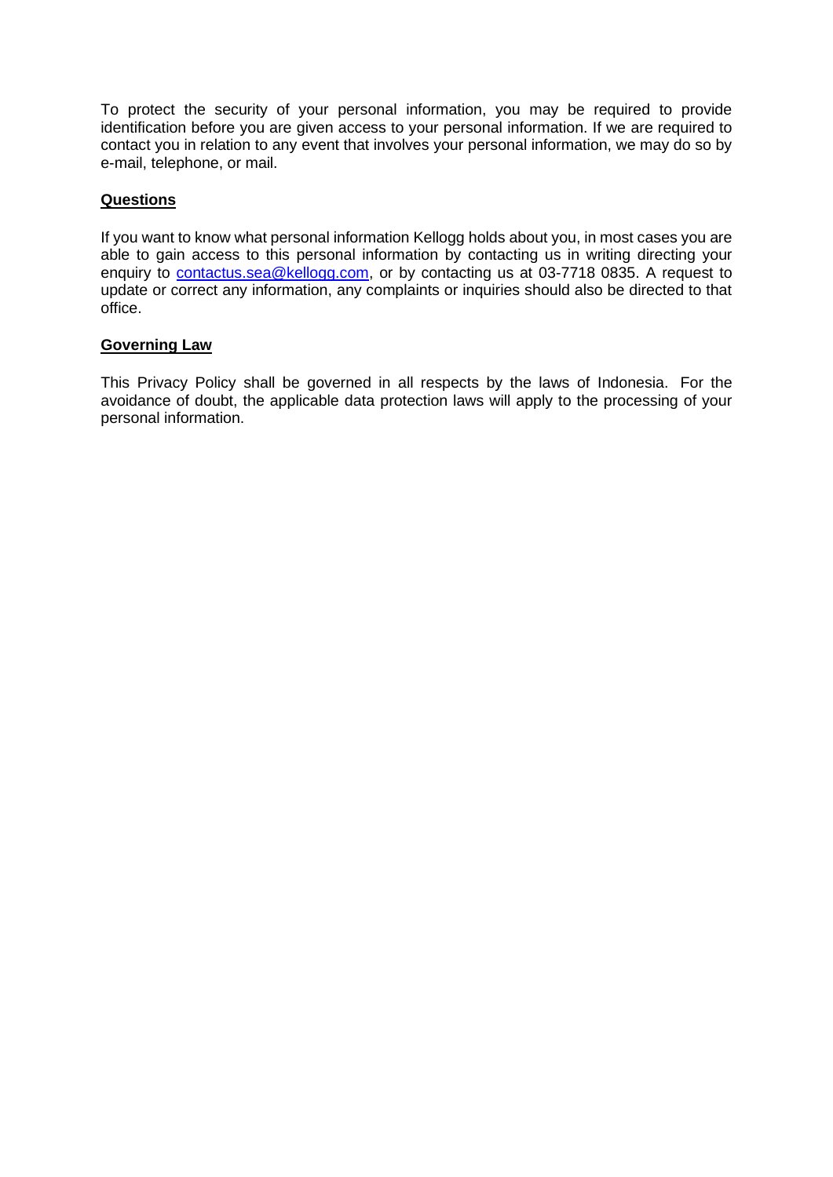To protect the security of your personal information, you may be required to provide identification before you are given access to your personal information. If we are required to contact you in relation to any event that involves your personal information, we may do so by e-mail, telephone, or mail.

**Questions**

If you want to know what personal information Kellogg holds about you, in most cases you are able to gain access to this personal information by contacting us in writing directing your enquiry to [contactus.sea@kellogg.com](mailto:contactus.sea@kellogg.com), or by contacting us at 03-7718 0835. A request to update or correct any information, any complaints or inquiries should also be directed to that office.

**Governing Law**

This Privacy Policy shall be governed in all respects by the laws of Indonesia. For the avoidance of doubt, the applicable data protection laws will apply to the processing of your personal information.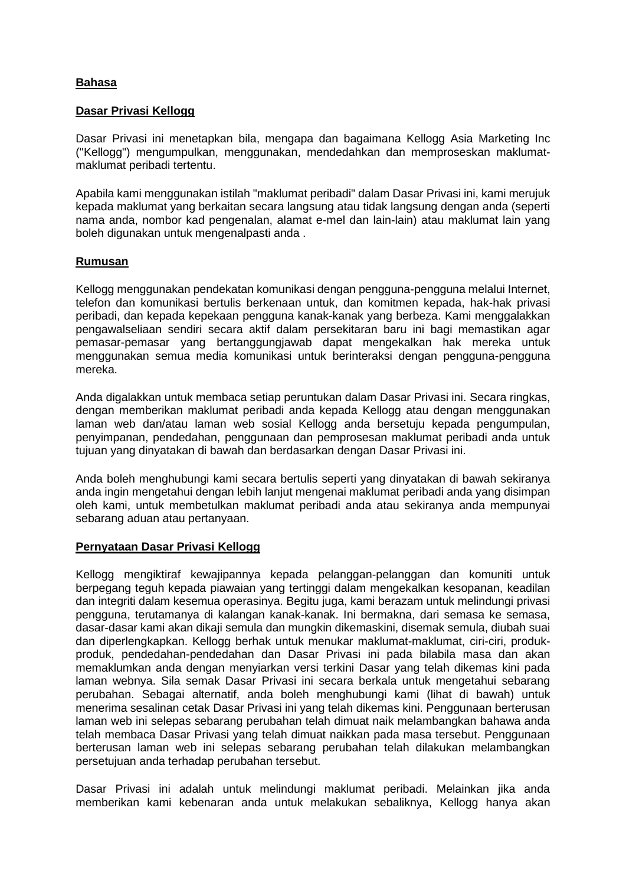**Bahasa**

**Dasar Privasi Kellogg**

Dasar Privasi ini menetapkan bila, mengapa dan bagaimana Kellogg Asia Marketing Inc ("Kellogg") mengumpulkan, menggunakan, mendedahkan dan memproseskan maklumat-maklumat peribadi tertentu.

Apabila kami menggunakan istilah "maklumat peribadi" dalam Dasar Privasi ini, kami merujuk kepada maklumat yang berkaitan secara langsung atau tidak langsung dengan anda (seperti nama anda, nombor kad pengenalan, alamat e-mel dan lain-lain) atau maklumat lain yang boleh digunakan untuk mengenalpasti anda .

**Rumusan**

Kellogg menggunakan pendekatan komunikasi dengan pengguna-pengguna melalui Internet, telefon dan komunikasi bertulis berkenaan untuk, dan komitmen kepada, hak-hak privasi peribadi, dan kepada kepekaan pengguna kanak-kanak yang berbeza. Kami menggalakkan pengawalseliaan sendiri secara aktif dalam persekitaran baru ini bagi memastikan agar pemasar-pemasar yang bertanggungjawab dapat mengekalkan hak mereka untuk menggunakan semua media komunikasi untuk berinteraksi dengan pengguna-pengguna mereka.

Anda digalakkan untuk membaca setiap peruntukan dalam Dasar Privasi ini. Secara ringkas, dengan memberikan maklumat peribadi anda kepada Kellogg atau dengan menggunakan laman web dan/atau laman web sosial Kellogg anda bersetuju kepada pengumpulan, penyimpanan, pendedahan, penggunaan dan pemprosesan maklumat peribadi anda untuk tujuan yang dinyatakan di bawah dan berdasarkan dengan Dasar Privasi ini.

Anda boleh menghubungi kami secara bertulis seperti yang dinyatakan di bawah sekiranya anda ingin mengetahui dengan lebih lanjut mengenai maklumat peribadi anda yang disimpan oleh kami, untuk membetulkan maklumat peribadi anda atau sekiranya anda mempunyai sebarang aduan atau pertanyaan.

**Pernyataan Dasar Privasi Kellogg**

Kellogg mengiktiraf kewajipannya kepada pelanggan-pelanggan dan komuniti untuk berpegang teguh kepada piawaian yang tertinggi dalam mengekalkan kesopanan, keadilan dan integriti dalam kesemua operasinya. Begitu juga, kami berazam untuk melindungi privasi pengguna, terutamanya di kalangan kanak-kanak. Ini bermakna, dari semasa ke semasa, dasar-dasar kami akan dikaji semula dan mungkin dikemaskini, disemak semula, diubah suai dan diperlengkapkan. Kellogg berhak untuk menukar maklumat-maklumat, ciri-ciri, produk-produk, pendedahan-pendedahan dan Dasar Privasi ini pada bilabila masa dan akan memaklumkan anda dengan menyiarkan versi terkini Dasar yang telah dikemas kini pada laman webnya. Sila semak Dasar Privasi ini secara berkala untuk mengetahui sebarang perubahan. Sebagai alternatif, anda boleh menghubungi kami (lihat di bawah) untuk menerima sesalinan cetak Dasar Privasi ini yang telah dikemas kini. Penggunaan berterusan laman web ini selepas sebarang perubahan telah dimuat naik melambangkan bahawa anda telah membaca Dasar Privasi yang telah dimuat naikkan pada masa tersebut. Penggunaan berterusan laman web ini selepas sebarang perubahan telah dilakukan melambangkan persetujuan anda terhadap perubahan tersebut.

Dasar Privasi ini adalah untuk melindungi maklumat peribadi. Melainkan jika anda memberikan kami kebenaran anda untuk melakukan sebaliknya, Kellogg hanya akan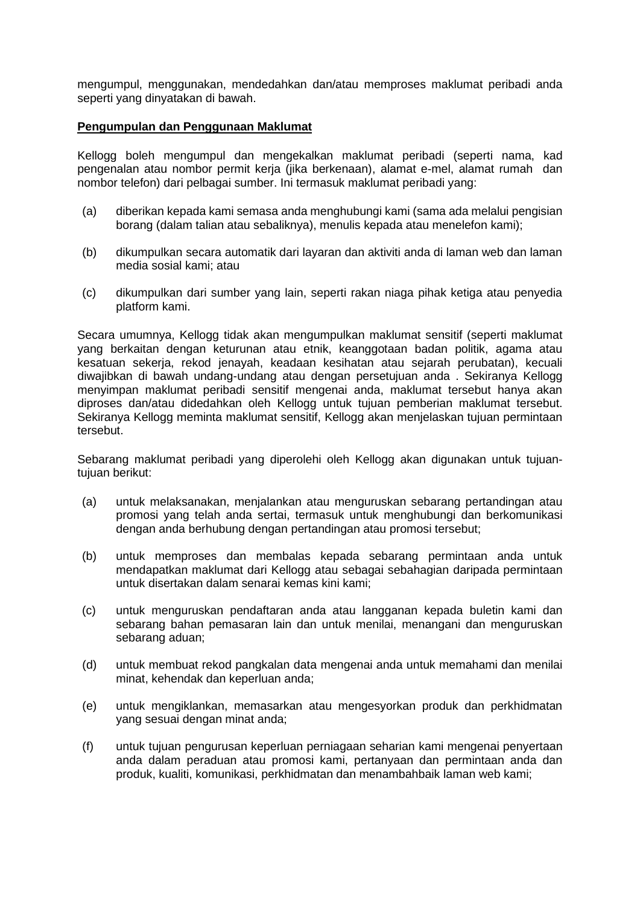mengumpul, menggunakan, mendedahkan dan/atau memproses maklumat peribadi anda seperti yang dinyatakan di bawah.

**Pengumpulan dan Penggunaan Maklumat**

Kellogg boleh mengumpul dan mengekalkan maklumat peribadi (seperti nama, kad pengenalan atau nombor permit kerja (jika berkenaan), alamat e-mel, alamat rumah dan nombor telefon) dari pelbagai sumber. Ini termasuk maklumat peribadi yang:

(a) diberikan kepada kami semasa anda menghubungi kami (sama ada melalui pengisian borang (dalam talian atau sebaliknya), menulis kepada atau menelefon kami);

(b) dikumpulkan secara automatik dari layaran dan aktiviti anda di laman web dan laman media sosial kami; atau

(c) dikumpulkan dari sumber yang lain, seperti rakan niaga pihak ketiga atau penyedia platform kami.

Secara umumnya, Kellogg tidak akan mengumpulkan maklumat sensitif (seperti maklumat yang berkaitan dengan keturunan atau etnik, keanggotaan badan politik, agama atau kesatuan sekerja, rekod jenayah, keadaan kesihatan atau sejarah perubatan), kecuali diwajibkan di bawah undang-undang atau dengan persetujuan anda . Sekiranya Kellogg menyimpan maklumat peribadi sensitif mengenai anda, maklumat tersebut hanya akan diproses dan/atau didedahkan oleh Kellogg untuk tujuan pemberian maklumat tersebut. Sekiranya Kellogg meminta maklumat sensitif, Kellogg akan menjelaskan tujuan permintaan tersebut.

Sebarang maklumat peribadi yang diperolehi oleh Kellogg akan digunakan untuk tujuan-tujuan berikut:

(a) untuk melaksanakan, menjalankan atau menguruskan sebarang pertandingan atau promosi yang telah anda sertai, termasuk untuk menghubungi dan berkomunikasi dengan anda berhubung dengan pertandingan atau promosi tersebut;

(b) untuk memproses dan membalas kepada sebarang permintaan anda untuk mendapatkan maklumat dari Kellogg atau sebagai sebahagian daripada permintaan untuk disertakan dalam senarai kemas kini kami;

(c) untuk menguruskan pendaftaran anda atau langganan kepada buletin kami dan sebarang bahan pemasaran lain dan untuk menilai, menangani dan menguruskan sebarang aduan;

(d) untuk membuat rekod pangkalan data mengenai anda untuk memahami dan menilai minat, kehendak dan keperluan anda;

(e) untuk mengiklankan, memasarkan atau mengesyorkan produk dan perkhidmatan yang sesuai dengan minat anda;

(f) untuk tujuan pengurusan keperluan perniagaan seharian kami mengenai penyertaan anda dalam peraduan atau promosi kami, pertanyaan dan permintaan anda dan produk, kualiti, komunikasi, perkhidmatan dan menambahbaik laman web kami;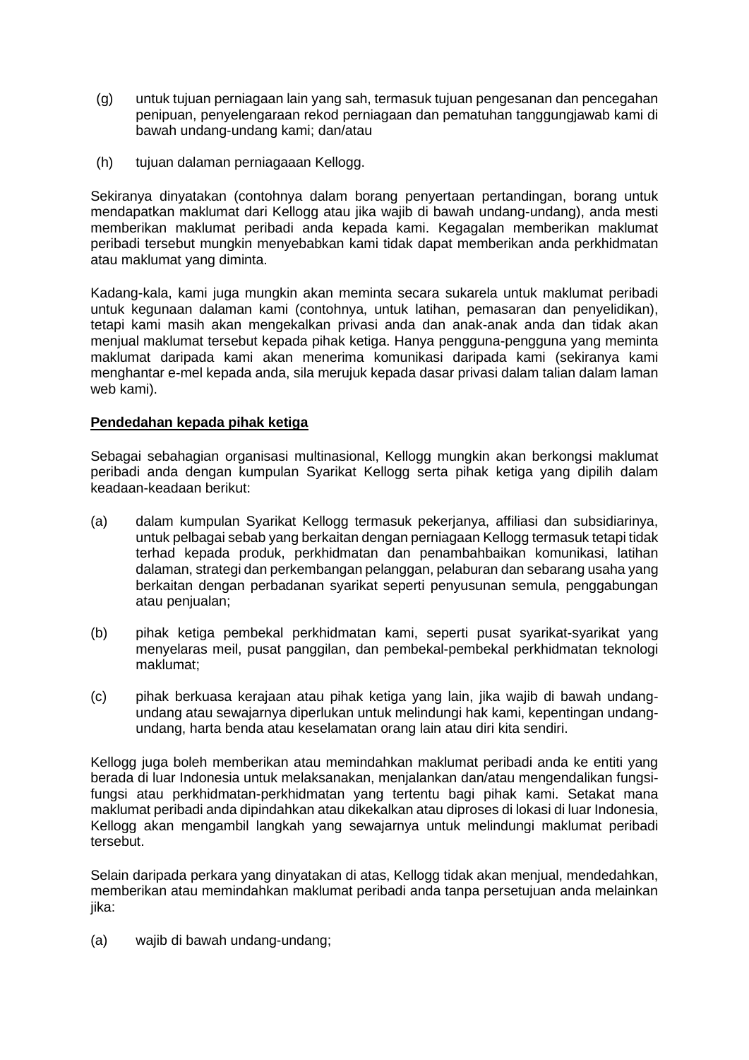(g) untuk tujuan perniagaan lain yang sah, termasuk tujuan pengesanan dan pencegahan penipuan, penyelengaraan rekod perniagaan dan pematuhan tanggungjawab kami di bawah undang-undang kami; dan/atau

(h) tujuan dalaman perniagaaan Kellogg.

Sekiranya dinyatakan (contohnya dalam borang penyertaan pertandingan, borang untuk mendapatkan maklumat dari Kellogg atau jika wajib di bawah undang-undang), anda mesti memberikan maklumat peribadi anda kepada kami. Kegagalan memberikan maklumat peribadi tersebut mungkin menyebabkan kami tidak dapat memberikan anda perkhidmatan atau maklumat yang diminta.

Kadang-kala, kami juga mungkin akan meminta secara sukarela untuk maklumat peribadi untuk kegunaan dalaman kami (contohnya, untuk latihan, pemasaran dan penyelidikan), tetapi kami masih akan mengekalkan privasi anda dan anak-anak anda dan tidak akan menjual maklumat tersebut kepada pihak ketiga. Hanya pengguna-pengguna yang meminta maklumat daripada kami akan menerima komunikasi daripada kami (sekiranya kami menghantar e-mel kepada anda, sila merujuk kepada dasar privasi dalam talian dalam laman web kami).

**<u>Pendedahan kepada pihak ketiga</u>**

Sebagai sebahagian organisasi multinasional, Kellogg mungkin akan berkongsi maklumat peribadi anda dengan kumpulan Syarikat Kellogg serta pihak ketiga yang dipilih dalam keadaan-keadaan berikut:

(a) dalam kumpulan Syarikat Kellogg termasuk pekerjanya, affiliasi dan subsidiarinya, untuk pelbagai sebab yang berkaitan dengan perniagaan Kellogg termasuk tetapi tidak terhad kepada produk, perkhidmatan dan penambahbaikan komunikasi, latihan dalaman, strategi dan perkembangan pelanggan, pelaburan dan sebarang usaha yang berkaitan dengan perbadanan syarikat seperti penyusunan semula, penggabungan atau penjualan;

(b) pihak ketiga pembekal perkhidmatan kami, seperti pusat syarikat-syarikat yang menyelaras meil, pusat panggilan, dan pembekal-pembekal perkhidmatan teknologi maklumat;

(c) pihak berkuasa kerajaan atau pihak ketiga yang lain, jika wajib di bawah undang-undang atau sewajarnya diperlukan untuk melindungi hak kami, kepentingan undang-undang, harta benda atau keselamatan orang lain atau diri kita sendiri.

Kellogg juga boleh memberikan atau memindahkan maklumat peribadi anda ke entiti yang berada di luar Indonesia untuk melaksanakan, menjalankan dan/atau mengendalikan fungsi-fungsi atau perkhidmatan-perkhidmatan yang tertentu bagi pihak kami. Setakat mana maklumat peribadi anda dipindahkan atau dikekalkan atau diproses di lokasi di luar Indonesia, Kellogg akan mengambil langkah yang sewajarnya untuk melindungi maklumat peribadi tersebut.

Selain daripada perkara yang dinyatakan di atas, Kellogg tidak akan menjual, mendedahkan, memberikan atau memindahkan maklumat peribadi anda tanpa persetujuan anda melainkan jika:

(a) wajib di bawah undang-undang;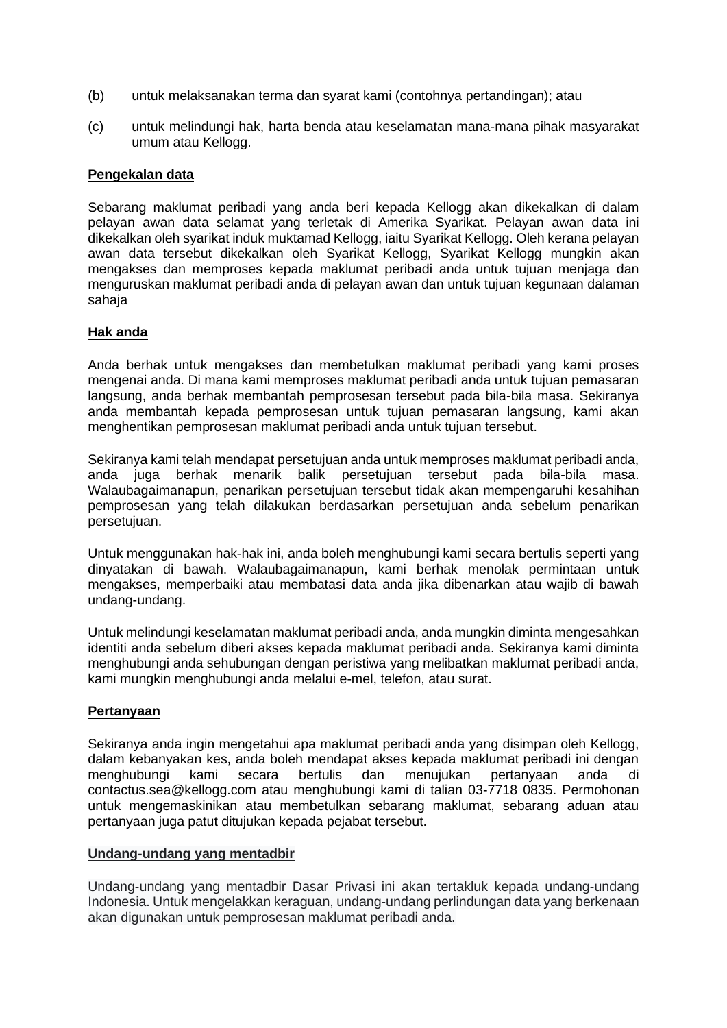(b) untuk melaksanakan terma dan syarat kami (contohnya pertandingan); atau

(c) untuk melindungi hak, harta benda atau keselamatan mana-mana pihak masyarakat umum atau Kellogg.

**Pengekalan data**

Sebarang maklumat peribadi yang anda beri kepada Kellogg akan dikekalkan di dalam pelayan awan data selamat yang terletak di Amerika Syarikat. Pelayan awan data ini dikekalkan oleh syarikat induk muktamad Kellogg, iaitu Syarikat Kellogg. Oleh kerana pelayan awan data tersebut dikekalkan oleh Syarikat Kellogg, Syarikat Kellogg mungkin akan mengakses dan memproses kepada maklumat peribadi anda untuk tujuan menjaga dan menguruskan maklumat peribadi anda di pelayan awan dan untuk tujuan kegunaan dalaman sahaja

**Hak anda**

Anda berhak untuk mengakses dan membetulkan maklumat peribadi yang kami proses mengenai anda. Di mana kami memproses maklumat peribadi anda untuk tujuan pemasaran langsung, anda berhak membantah pemprosesan tersebut pada bila-bila masa. Sekiranya anda membantah kepada pemprosesan untuk tujuan pemasaran langsung, kami akan menghentikan pemprosesan maklumat peribadi anda untuk tujuan tersebut.

Sekiranya kami telah mendapat persetujuan anda untuk memproses maklumat peribadi anda, anda juga berhak menarik balik persetujuan tersebut pada bila-bila masa. Walaubagaimanapun, penarikan persetujuan tersebut tidak akan mempengaruhi kesahihan pemprosesan yang telah dilakukan berdasarkan persetujuan anda sebelum penarikan persetujuan.

Untuk menggunakan hak-hak ini, anda boleh menghubungi kami secara bertulis seperti yang dinyatakan di bawah. Walaubagaimanapun, kami berhak menolak permintaan untuk mengakses, memperbaiki atau membatasi data anda jika dibenarkan atau wajib di bawah undang-undang.

Untuk melindungi keselamatan maklumat peribadi anda, anda mungkin diminta mengesahkan identiti anda sebelum diberi akses kepada maklumat peribadi anda. Sekiranya kami diminta menghubungi anda sehubungan dengan peristiwa yang melibatkan maklumat peribadi anda, kami mungkin menghubungi anda melalui e-mel, telefon, atau surat.

**Pertanyaan**

Sekiranya anda ingin mengetahui apa maklumat peribadi anda yang disimpan oleh Kellogg, dalam kebanyakan kes, anda boleh mendapat akses kepada maklumat peribadi ini dengan menghubungi kami secara bertulis dan menujukan pertanyaan anda di contactus.sea@kellogg.com atau menghubungi kami di talian 03-7718 0835. Permohonan untuk mengemaskinikan atau membetulkan sebarang maklumat, sebarang aduan atau pertanyaan juga patut ditujukan kepada pejabat tersebut.

**Undang-undang yang mentadbir**

Undang-undang yang mentadbir Dasar Privasi ini akan tertakluk kepada undang-undang Indonesia. Untuk mengelakkan keraguan, undang-undang perlindungan data yang berkenaan akan digunakan untuk pemprosesan maklumat peribadi anda.